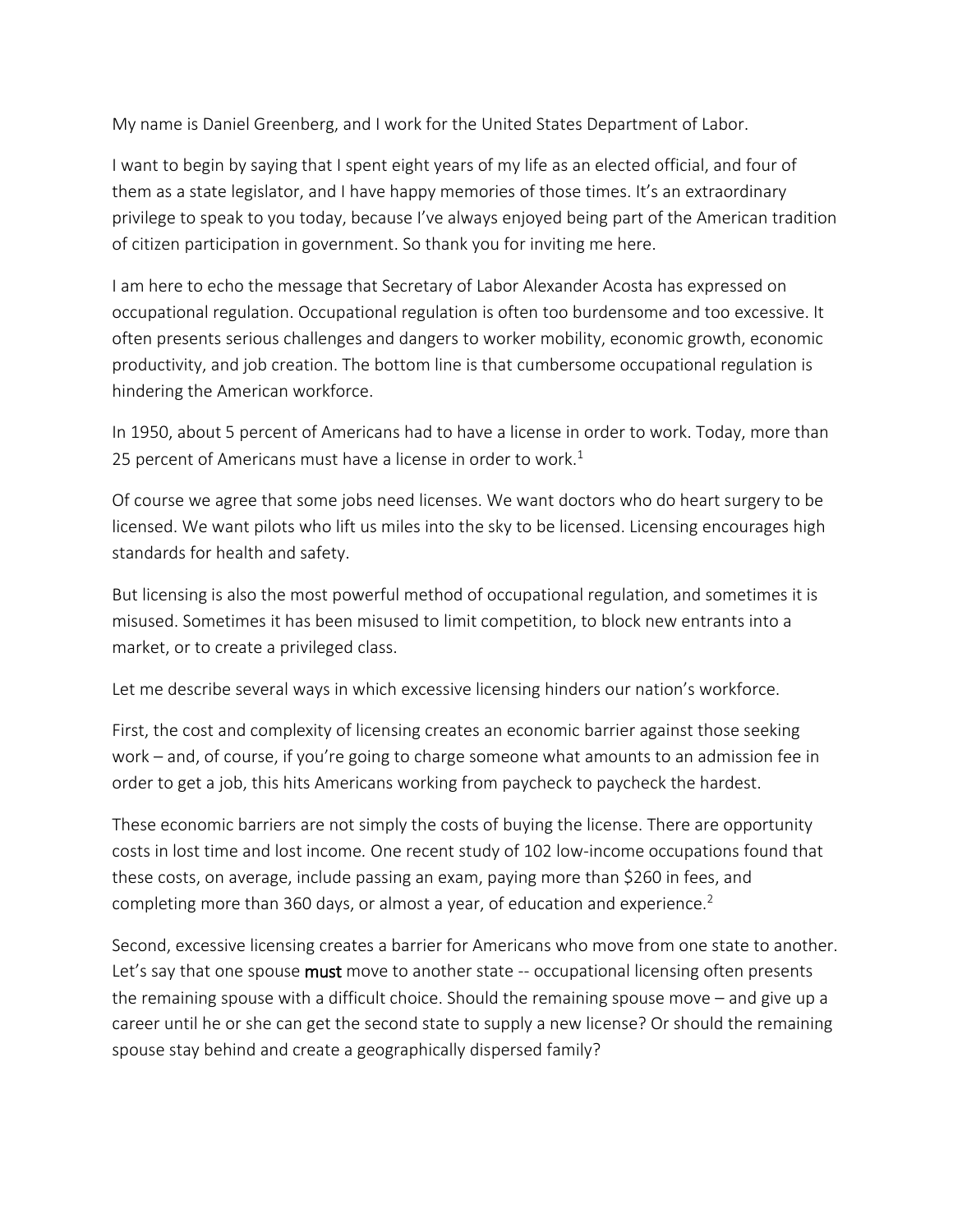My name is Daniel Greenberg, and I work for the United States Department of Labor.

I want to begin by saying that I spent eight years of my life as an elected official, and four of them as a state legislator, and I have happy memories of those times. It's an extraordinary privilege to speak to you today, because I've always enjoyed being part of the American tradition of citizen participation in government. So thank you for inviting me here.

I am here to echo the message that Secretary of Labor Alexander Acosta has expressed on occupational regulation. Occupational regulation is often too burdensome and too excessive. It often presents serious challenges and dangers to worker mobility, economic growth, economic productivity, and job creation. The bottom line is that cumbersome occupational regulation is hindering the American workforce.

In 1950, about 5 percent of Americans had to have a license in order to work. Today, more than 25 percent of Americans must have a license in order to work.[1]

Of course we agree that some jobs need licenses. We want doctors who do heart surgery to be licensed. We want pilots who lift us miles into the sky to be licensed. Licensing encourages high standards for health and safety.

But licensing is also the most powerful method of occupational regulation, and sometimes it is misused. Sometimes it has been misused to limit competition, to block new entrants into a market, or to create a privileged class.

Let me describe several ways in which excessive licensing hinders our nation's workforce.

First, the cost and complexity of licensing creates an economic barrier against those seeking work – and, of course, if you're going to charge someone what amounts to an admission fee in order to get a job, this hits Americans working from paycheck to paycheck the hardest.

These economic barriers are not simply the costs of buying the license. There are opportunity costs in lost time and lost income. One recent study of 102 low-income occupations found that these costs, on average, include passing an exam, paying more than $260 in fees, and completing more than 360 days, or almost a year, of education and experience.[2]

Second, excessive licensing creates a barrier for Americans who move from one state to another. Let's say that one spouse **must** move to another state -- occupational licensing often presents the remaining spouse with a difficult choice. Should the remaining spouse move – and give up a career until he or she can get the second state to supply a new license? Or should the remaining spouse stay behind and create a geographically dispersed family?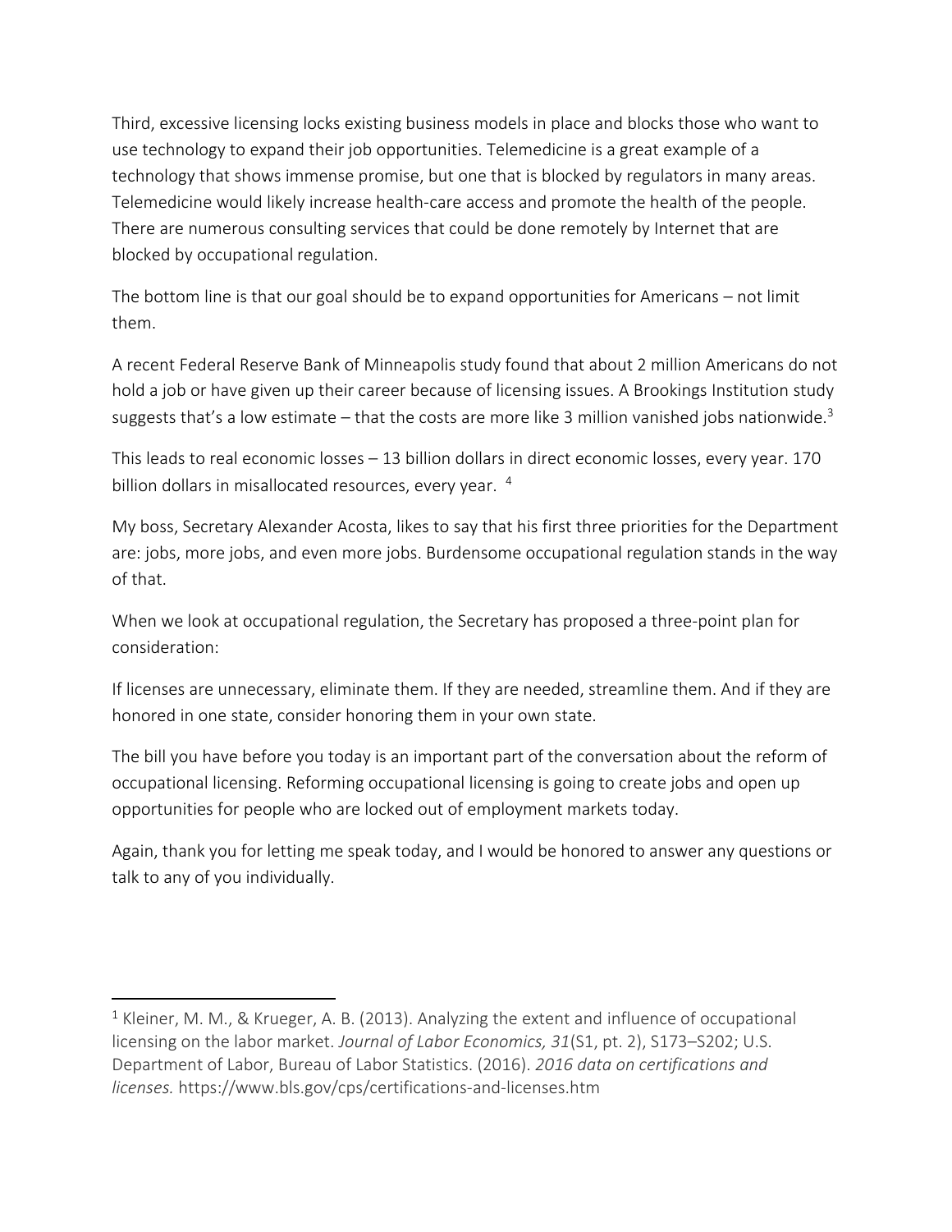Third, excessive licensing locks existing business models in place and blocks those who want to use technology to expand their job opportunities. Telemedicine is a great example of a technology that shows immense promise, but one that is blocked by regulators in many areas. Telemedicine would likely increase health-care access and promote the health of the people. There are numerous consulting services that could be done remotely by Internet that are blocked by occupational regulation.

The bottom line is that our goal should be to expand opportunities for Americans – not limit them.

A recent Federal Reserve Bank of Minneapolis study found that about 2 million Americans do not hold a job or have given up their career because of licensing issues. A Brookings Institution study suggests that's a low estimate – that the costs are more like 3 million vanished jobs nationwide.[3]

This leads to real economic losses – 13 billion dollars in direct economic losses, every year. 170 billion dollars in misallocated resources, every year. [4]

My boss, Secretary Alexander Acosta, likes to say that his first three priorities for the Department are: jobs, more jobs, and even more jobs. Burdensome occupational regulation stands in the way of that.

When we look at occupational regulation, the Secretary has proposed a three-point plan for consideration:

If licenses are unnecessary, eliminate them. If they are needed, streamline them. And if they are honored in one state, consider honoring them in your own state.

The bill you have before you today is an important part of the conversation about the reform of occupational licensing. Reforming occupational licensing is going to create jobs and open up opportunities for people who are locked out of employment markets today.

Again, thank you for letting me speak today, and I would be honored to answer any questions or talk to any of you individually.

---

[1] Kleiner, M. M., & Krueger, A. B. (2013). Analyzing the extent and influence of occupational licensing on the labor market. *Journal of Labor Economics, 31*(S1, pt. 2), S173–S202; U.S. Department of Labor, Bureau of Labor Statistics. (2016). *2016 data on certifications and licenses.* https://www.bls.gov/cps/certifications-and-licenses.htm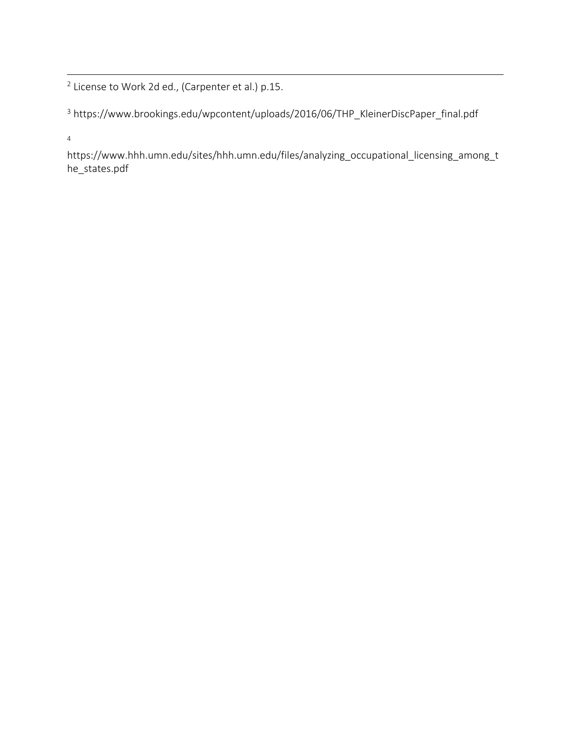---

[2] License to Work 2d ed., (Carpenter et al.) p.15.

[3] https://www.brookings.edu/wpcontent/uploads/2016/06/THP_KleinerDiscPaper_final.pdf

[4] https://www.hhh.umn.edu/sites/hhh.umn.edu/files/analyzing_occupational_licensing_among_the_states.pdf